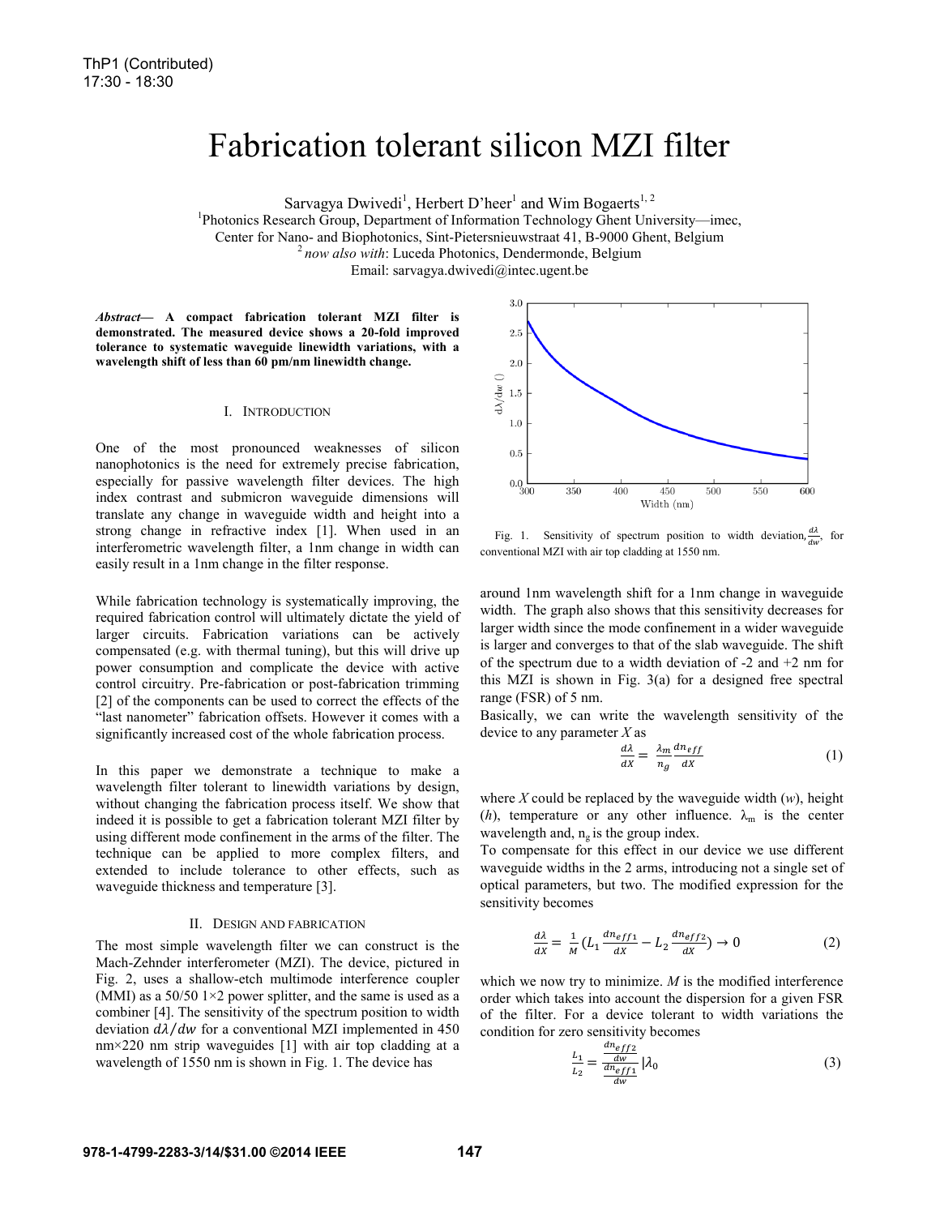ThP1 (Contributed)
17:30 - 18:30

# Fabrication tolerant silicon MZI filter

Sarvagya Dwivedi[1], Herbert D'heer[1] and Wim Bogaerts[1, 2]

[1]Photonics Research Group, Department of Information Technology Ghent University—imec, Center for Nano- and Biophotonics, Sint-Pietersnieuwstraat 41, B-9000 Ghent, Belgium

[2] *now also with*: Luceda Photonics, Dendermonde, Belgium

Email: sarvagya.dwivedi@intec.ugent.be

***Abstract*— A compact fabrication tolerant MZI filter is demonstrated. The measured device shows a 20-fold improved tolerance to systematic waveguide linewidth variations, with a wavelength shift of less than 60 pm/nm linewidth change.**

## I. Introduction

One of the most pronounced weaknesses of silicon nanophotonics is the need for extremely precise fabrication, especially for passive wavelength filter devices. The high index contrast and submicron waveguide dimensions will translate any change in waveguide width and height into a strong change in refractive index [1]. When used in an interferometric wavelength filter, a 1nm change in width can easily result in a 1nm change in the filter response.

While fabrication technology is systematically improving, the required fabrication control will ultimately dictate the yield of larger circuits. Fabrication variations can be actively compensated (e.g. with thermal tuning), but this will drive up power consumption and complicate the device with active control circuitry. Pre-fabrication or post-fabrication trimming [2] of the components can be used to correct the effects of the "last nanometer" fabrication offsets. However it comes with a significantly increased cost of the whole fabrication process.

In this paper we demonstrate a technique to make a wavelength filter tolerant to linewidth variations by design, without changing the fabrication process itself. We show that indeed it is possible to get a fabrication tolerant MZI filter by using different mode confinement in the arms of the filter. The technique can be applied to more complex filters, and extended to include tolerance to other effects, such as waveguide thickness and temperature [3].

## II. Design and Fabrication

The most simple wavelength filter we can construct is the Mach-Zehnder interferometer (MZI). The device, pictured in Fig. 2, uses a shallow-etch multimode interference coupler (MMI) as a 50/50 1×2 power splitter, and the same is used as a combiner [4]. The sensitivity of the spectrum position to width deviation $d\lambda/dw$ for a conventional MZI implemented in 450 nm×220 nm strip waveguides [1] with air top cladding at a wavelength of 1550 nm is shown in Fig. 1. The device has

Fig. 1. Sensitivity of spectrum position to width deviation, $\frac{d\lambda}{dw}$, for conventional MZI with air top cladding at 1550 nm.

around 1nm wavelength shift for a 1nm change in waveguide width. The graph also shows that this sensitivity decreases for larger width since the mode confinement in a wider waveguide is larger and converges to that of the slab waveguide. The shift of the spectrum due to a width deviation of -2 and +2 nm for this MZI is shown in Fig. 3(a) for a designed free spectral range (FSR) of 5 nm.

Basically, we can write the wavelength sensitivity of the device to any parameter *X* as

$$\frac{d\lambda}{dX} = \frac{\lambda_m}{n_g}\frac{dn_{eff}}{dX} \tag{1}$$

where *X* could be replaced by the waveguide width (*w*), height (*h*), temperature or any other influence. $\lambda_m$ is the center wavelength and, $n_g$ is the group index.

To compensate for this effect in our device we use different waveguide widths in the 2 arms, introducing not a single set of optical parameters, but two. The modified expression for the sensitivity becomes

$$\frac{d\lambda}{dX} = \frac{1}{M}\left(L_1\frac{dn_{eff1}}{dX} - L_2\frac{dn_{eff2}}{dX}\right) \rightarrow 0 \tag{2}$$

which we now try to minimize. *M* is the modified interference order which takes into account the dispersion for a given FSR of the filter. For a device tolerant to width variations the condition for zero sensitivity becomes

$$\frac{L_1}{L_2} = \frac{\frac{dn_{eff2}}{dw}}{\frac{dn_{eff1}}{dw}}\Big|\lambda_0 \tag{3}$$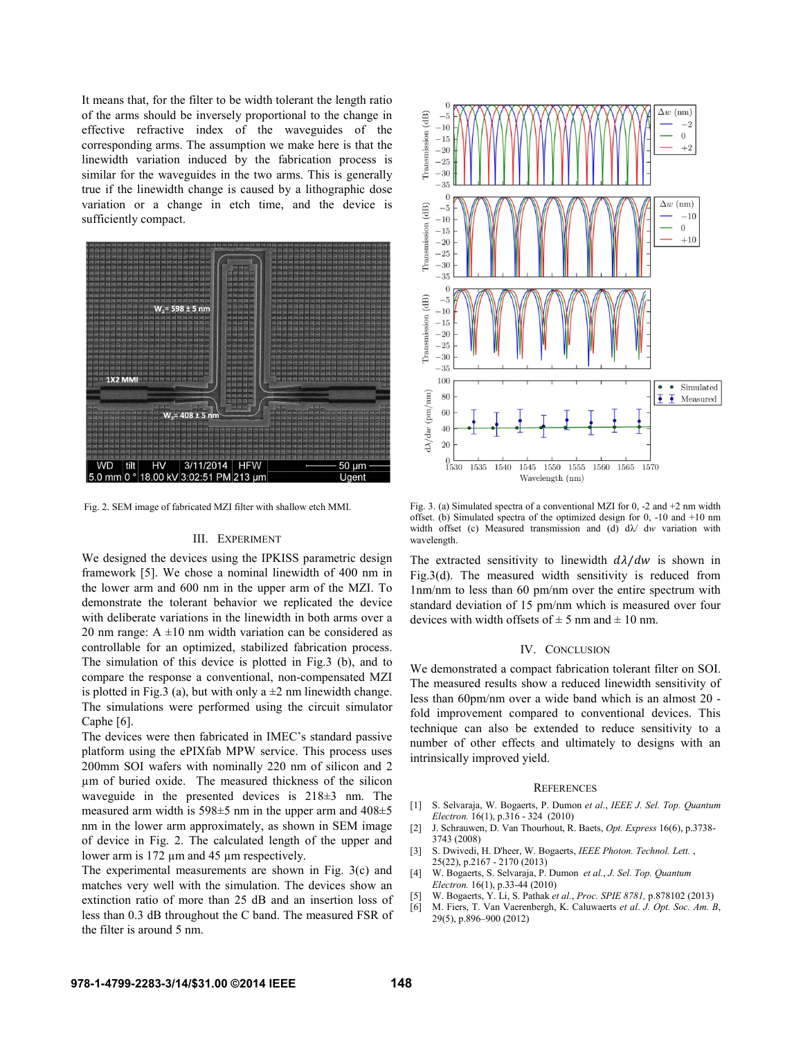It means that, for the filter to be width tolerant the length ratio of the arms should be inversely proportional to the change in effective refractive index of the waveguides of the corresponding arms. The assumption we make here is that the linewidth variation induced by the fabrication process is similar for the waveguides in the two arms. This is generally true if the linewidth change is caused by a lithographic dose variation or a change in etch time, and the device is sufficiently compact.

$W_1$= 598 ± 5 nm
1X2 MMI
$W_2$= 408 ± 5 nm
WD 5.0 mm | tilt 0 ° | HV 18.00 kV | 3/11/2014 3:02:51 PM | HFW 213 µm | 50 µm Ugent

Fig. 2. SEM image of fabricated MZI filter with shallow etch MMI.

## III. EXPERIMENT

We designed the devices using the IPKISS parametric design framework [5]. We chose a nominal linewidth of 400 nm in the lower arm and 600 nm in the upper arm of the MZI. To demonstrate the tolerant behavior we replicated the device with deliberate variations in the linewidth in both arms over a 20 nm range: A ±10 nm width variation can be considered as controllable for an optimized, stabilized fabrication process. The simulation of this device is plotted in Fig.3 (b), and to compare the response a conventional, non-compensated MZI is plotted in Fig.3 (a), but with only a ±2 nm linewidth change. The simulations were performed using the circuit simulator Caphe [6].

The devices were then fabricated in IMEC's standard passive platform using the ePIXfab MPW service. This process uses 200mm SOI wafers with nominally 220 nm of silicon and 2 µm of buried oxide. The measured thickness of the silicon waveguide in the presented devices is 218±3 nm. The measured arm width is 598±5 nm in the upper arm and 408±5 nm in the lower arm approximately, as shown in SEM image of device in Fig. 2. The calculated length of the upper and lower arm is 172 µm and 45 µm respectively.

The experimental measurements are shown in Fig. 3(c) and matches very well with the simulation. The devices show an extinction ratio of more than 25 dB and an insertion loss of less than 0.3 dB throughout the C band. The measured FSR of the filter is around 5 nm.

Transmission (dB)
0
−5
−10
−15
−20
−25
−30
−35
$\Delta w$ (nm)
−2
0
+2

Transmission (dB)
0
−5
−10
−15
−20
−25
−30
−35
$\Delta w$ (nm)
−10
0
+10

Transmission (dB)
0
−5
−10
−15
−20
−25
−30
−35

$d\lambda/dw$ (pm/nm)
100
80
60
40
20
0
Simulated
Measured
1530 1535 1540 1545 1550 1555 1560 1565 1570
Wavelength (nm)

Fig. 3. (a) Simulated spectra of a conventional MZI for 0, -2 and +2 nm width offset. (b) Simulated spectra of the optimized design for 0, -10 and +10 nm width offset (c) Measured transmission and (d) $d\lambda/dw$ variation with wavelength.

The extracted sensitivity to linewidth $d\lambda/dw$ is shown in Fig.3(d). The measured width sensitivity is reduced from 1nm/nm to less than 60 pm/nm over the entire spectrum with standard deviation of 15 pm/nm which is measured over four devices with width offsets of ± 5 nm and ± 10 nm.

## IV. CONCLUSION

We demonstrated a compact fabrication tolerant filter on SOI. The measured results show a reduced linewidth sensitivity of less than 60pm/nm over a wide band which is an almost 20 - fold improvement compared to conventional devices. This technique can also be extended to reduce sensitivity to a number of other effects and ultimately to designs with an intrinsically improved yield.

## REFERENCES

[1] S. Selvaraja, W. Bogaerts, P. Dumon *et al.*, *IEEE J. Sel. Top. Quantum Electron.* 16(1), p.316 - 324 (2010)
[2] J. Schrauwen, D. Van Thourhout, R. Baets, *Opt. Express* 16(6), p.3738-3743 (2008)
[3] S. Dwivedi, H. D'heer, W. Bogaerts, *IEEE Photon. Technol. Lett.* , 25(22), p.2167 - 2170 (2013)
[4] W. Bogaerts, S. Selvaraja, P. Dumon *et al.*, *J. Sel. Top. Quantum Electron.* 16(1), p.33-44 (2010)
[5] W. Bogaerts, Y. Li, S. Pathak *et al.*, *Proc. SPIE 8781,* p.878102 (2013)
[6] M. Fiers, T. Van Vaerenbergh, K. Caluwaerts *et al. J. Opt. Soc. Am. B*, 29(5), p.896–900 (2012)